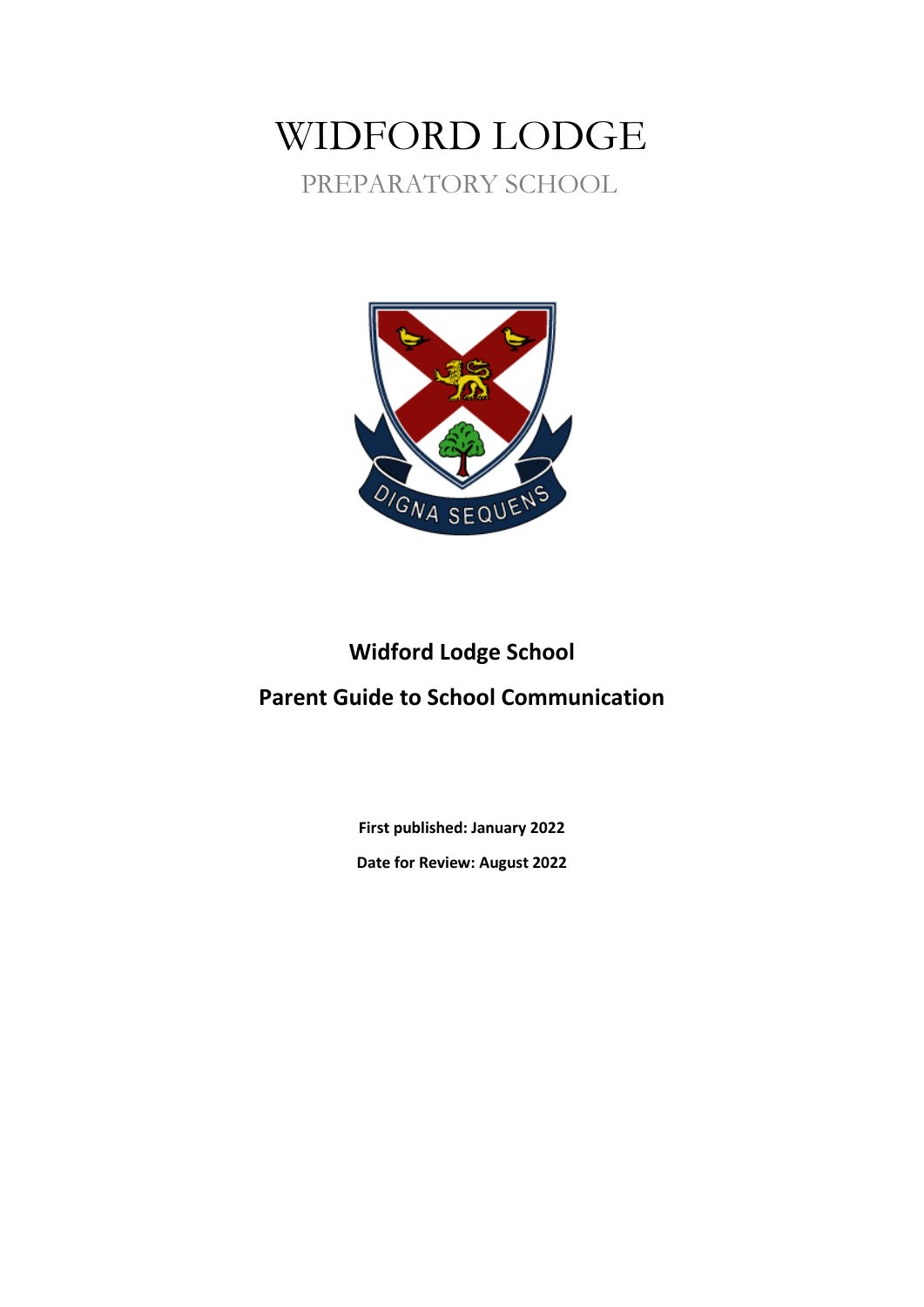# WIDFORD LODGE

PREPARATORY SCHOOL

DIGNA SEQUENS

## Widford Lodge School

## Parent Guide to School Communication

**First published: January 2022**

**Date for Review: August 2022**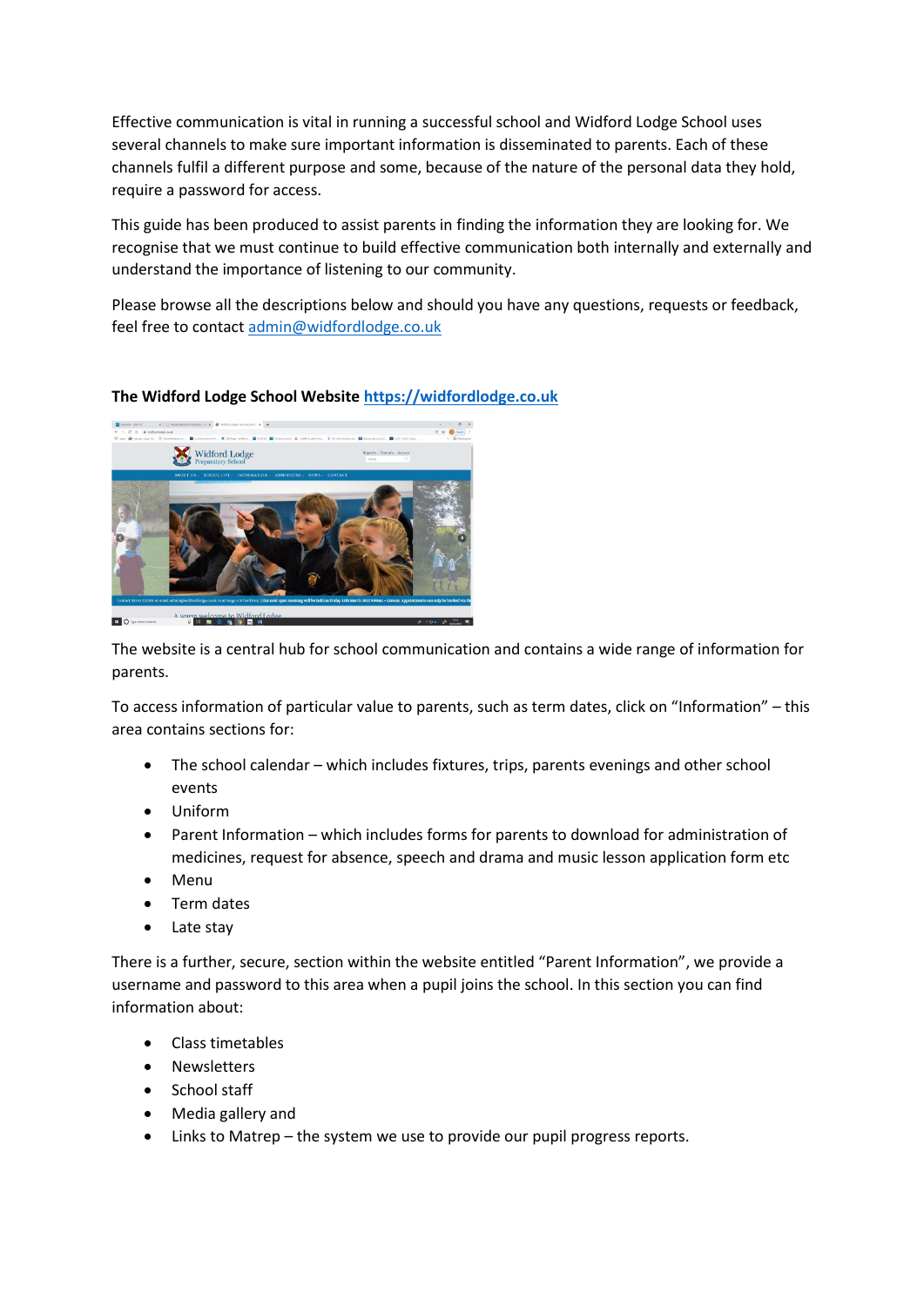Effective communication is vital in running a successful school and Widford Lodge School uses several channels to make sure important information is disseminated to parents. Each of these channels fulfil a different purpose and some, because of the nature of the personal data they hold, require a password for access.

This guide has been produced to assist parents in finding the information they are looking for. We recognise that we must continue to build effective communication both internally and externally and understand the importance of listening to our community.

Please browse all the descriptions below and should you have any questions, requests or feedback, feel free to contact [admin@widfordlodge.co.uk](mailto:admin@widfordlodge.co.uk)

**The Widford Lodge School Website** [https://widfordlodge.co.uk](https://widfordlodge.co.uk)

The website is a central hub for school communication and contains a wide range of information for parents.

To access information of particular value to parents, such as term dates, click on "Information" – this area contains sections for:

- The school calendar – which includes fixtures, trips, parents evenings and other school events
- Uniform
- Parent Information – which includes forms for parents to download for administration of medicines, request for absence, speech and drama and music lesson application form etc
- Menu
- Term dates
- Late stay

There is a further, secure, section within the website entitled "Parent Information", we provide a username and password to this area when a pupil joins the school. In this section you can find information about:

- Class timetables
- Newsletters
- School staff
- Media gallery and
- Links to Matrep – the system we use to provide our pupil progress reports.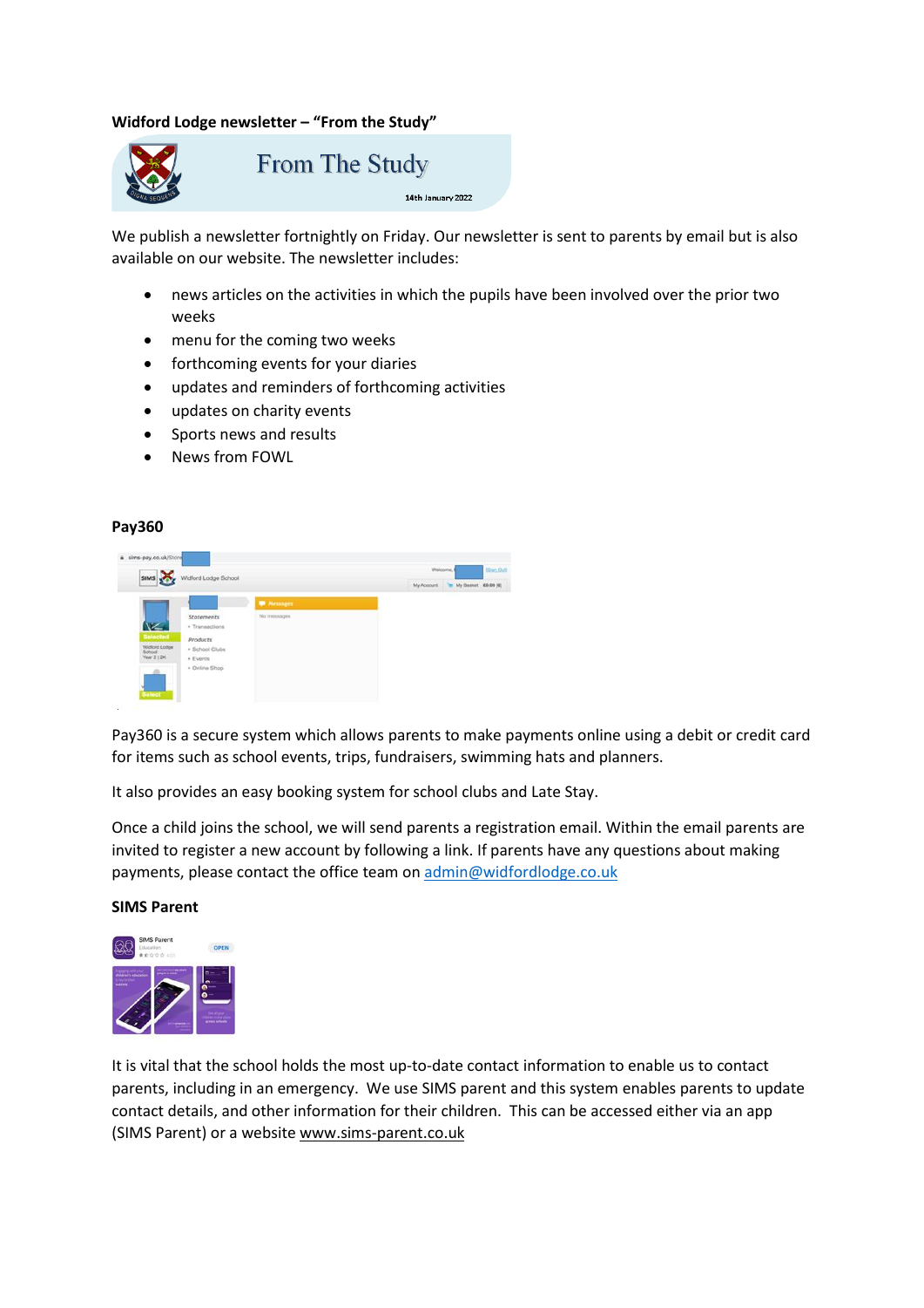**Widford Lodge newsletter – "From the Study"**

We publish a newsletter fortnightly on Friday. Our newsletter is sent to parents by email but is also available on our website. The newsletter includes:

- news articles on the activities in which the pupils have been involved over the prior two weeks
- menu for the coming two weeks
- forthcoming events for your diaries
- updates and reminders of forthcoming activities
- updates on charity events
- Sports news and results
- News from FOWL

**Pay360**

Pay360 is a secure system which allows parents to make payments online using a debit or credit card for items such as school events, trips, fundraisers, swimming hats and planners.

It also provides an easy booking system for school clubs and Late Stay.

Once a child joins the school, we will send parents a registration email. Within the email parents are invited to register a new account by following a link. If parents have any questions about making payments, please contact the office team on admin@widfordlodge.co.uk

**SIMS Parent**

It is vital that the school holds the most up-to-date contact information to enable us to contact parents, including in an emergency. We use SIMS parent and this system enables parents to update contact details, and other information for their children. This can be accessed either via an app (SIMS Parent) or a website www.sims-parent.co.uk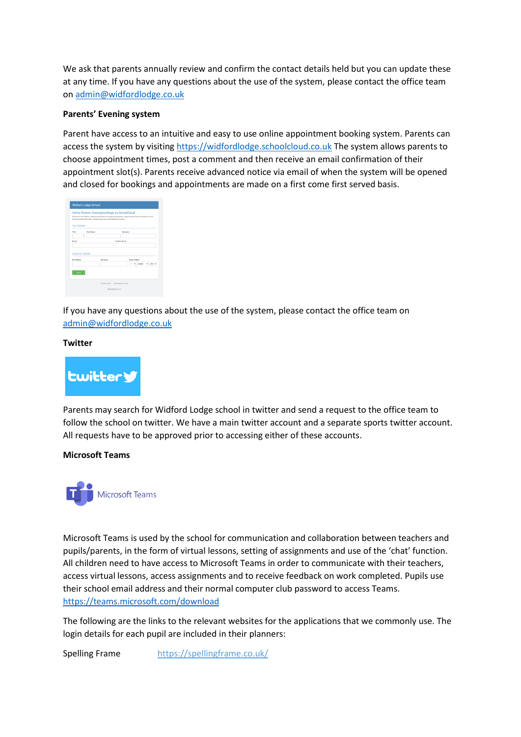We ask that parents annually review and confirm the contact details held but you can update these at any time. If you have any questions about the use of the system, please contact the office team on admin@widfordlodge.co.uk

**Parents' Evening system**

Parent have access to an intuitive and easy to use online appointment booking system. Parents can access the system by visiting https://widfordlodge.schoolcloud.co.uk The system allows parents to choose appointment times, post a comment and then receive an email confirmation of their appointment slot(s). Parents receive advanced notice via email of when the system will be opened and closed for bookings and appointments are made on a first come first served basis.

If you have any questions about the use of the system, please contact the office team on admin@widfordlodge.co.uk

**Twitter**

Parents may search for Widford Lodge school in twitter and send a request to the office team to follow the school on twitter. We have a main twitter account and a separate sports twitter account. All requests have to be approved prior to accessing either of these accounts.

**Microsoft Teams**

Microsoft Teams is used by the school for communication and collaboration between teachers and pupils/parents, in the form of virtual lessons, setting of assignments and use of the 'chat' function. All children need to have access to Microsoft Teams in order to communicate with their teachers, access virtual lessons, access assignments and to receive feedback on work completed. Pupils use their school email address and their normal computer club password to access Teams. https://teams.microsoft.com/download

The following are the links to the relevant websites for the applications that we commonly use. The login details for each pupil are included in their planners:

Spelling Frame https://spellingframe.co.uk/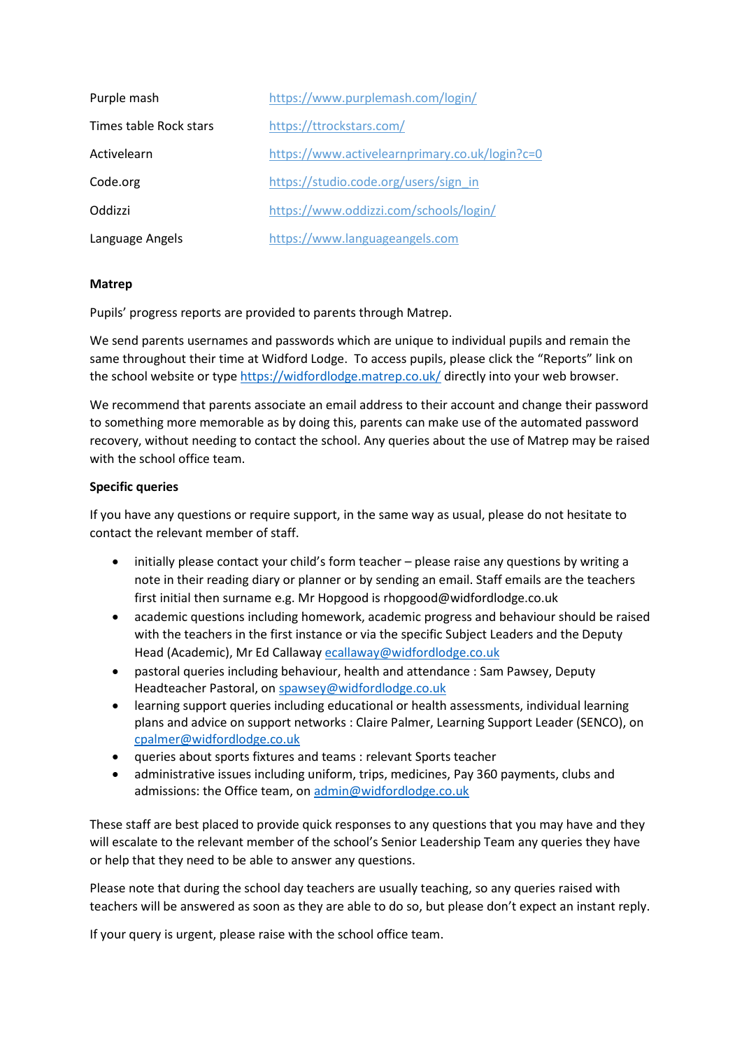| | |
|---|---|
| Purple mash | https://www.purplemash.com/login/ |
| Times table Rock stars | https://ttrockstars.com/ |
| Activelearn | https://www.activelearnprimary.co.uk/login?c=0 |
| Code.org | https://studio.code.org/users/sign_in |
| Oddizzi | https://www.oddizzi.com/schools/login/ |
| Language Angels | https://www.languageangels.com |

**Matrep**

Pupils' progress reports are provided to parents through Matrep.

We send parents usernames and passwords which are unique to individual pupils and remain the same throughout their time at Widford Lodge. To access pupils, please click the "Reports" link on the school website or type https://widfordlodge.matrep.co.uk/ directly into your web browser.

We recommend that parents associate an email address to their account and change their password to something more memorable as by doing this, parents can make use of the automated password recovery, without needing to contact the school. Any queries about the use of Matrep may be raised with the school office team.

**Specific queries**

If you have any questions or require support, in the same way as usual, please do not hesitate to contact the relevant member of staff.

- initially please contact your child's form teacher – please raise any questions by writing a note in their reading diary or planner or by sending an email. Staff emails are the teachers first initial then surname e.g. Mr Hopgood is rhopgood@widfordlodge.co.uk
- academic questions including homework, academic progress and behaviour should be raised with the teachers in the first instance or via the specific Subject Leaders and the Deputy Head (Academic), Mr Ed Callaway ecallaway@widfordlodge.co.uk
- pastoral queries including behaviour, health and attendance : Sam Pawsey, Deputy Headteacher Pastoral, on spawsey@widfordlodge.co.uk
- learning support queries including educational or health assessments, individual learning plans and advice on support networks : Claire Palmer, Learning Support Leader (SENCO), on cpalmer@widfordlodge.co.uk
- queries about sports fixtures and teams : relevant Sports teacher
- administrative issues including uniform, trips, medicines, Pay 360 payments, clubs and admissions: the Office team, on admin@widfordlodge.co.uk

These staff are best placed to provide quick responses to any questions that you may have and they will escalate to the relevant member of the school's Senior Leadership Team any queries they have or help that they need to be able to answer any questions.

Please note that during the school day teachers are usually teaching, so any queries raised with teachers will be answered as soon as they are able to do so, but please don't expect an instant reply.

If your query is urgent, please raise with the school office team.